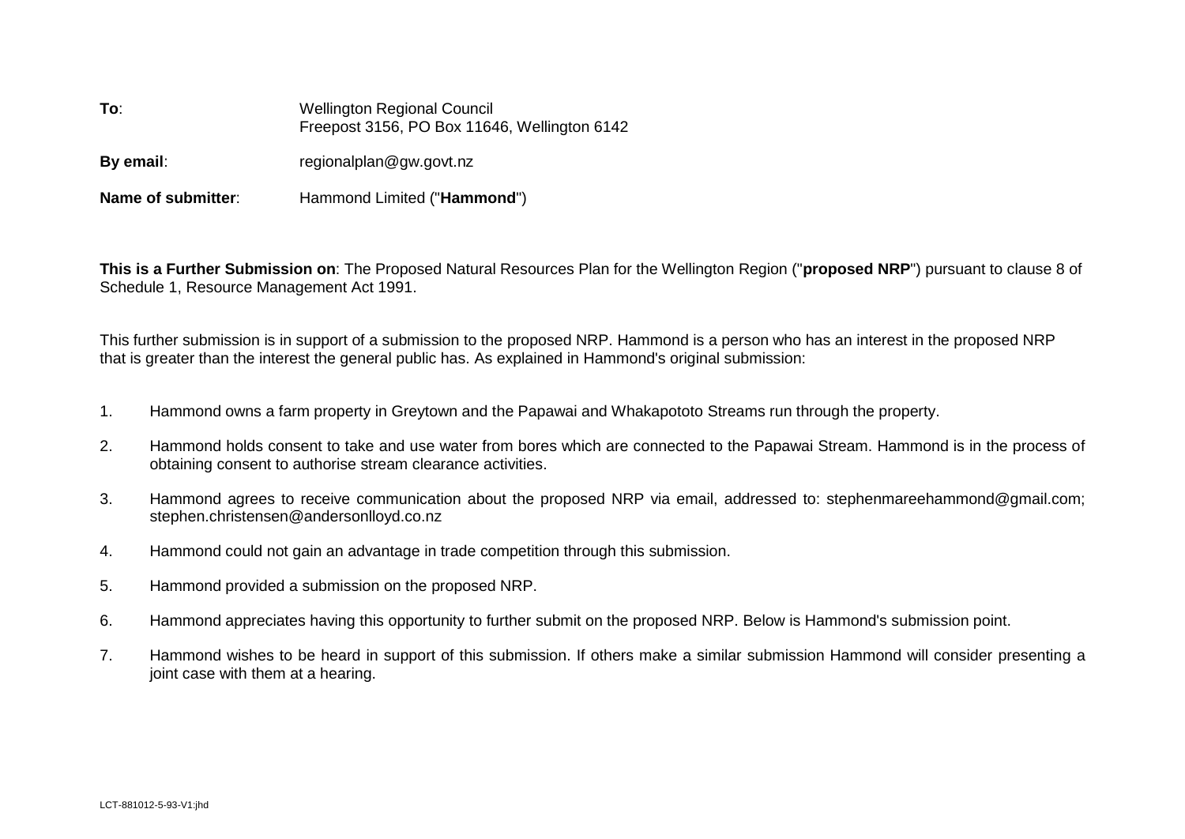**To**: Wellington Regional Council
Freepost 3156, PO Box 11646, Wellington 6142

**By email**: regionalplan@gw.govt.nz

**Name of submitter**: Hammond Limited ("**Hammond**")

**This is a Further Submission on**: The Proposed Natural Resources Plan for the Wellington Region ("**proposed NRP**") pursuant to clause 8 of Schedule 1, Resource Management Act 1991.

This further submission is in support of a submission to the proposed NRP. Hammond is a person who has an interest in the proposed NRP that is greater than the interest the general public has. As explained in Hammond's original submission:

1. Hammond owns a farm property in Greytown and the Papawai and Whakapototo Streams run through the property.

2. Hammond holds consent to take and use water from bores which are connected to the Papawai Stream. Hammond is in the process of obtaining consent to authorise stream clearance activities.

3. Hammond agrees to receive communication about the proposed NRP via email, addressed to: stephenmareehammond@gmail.com; stephen.christensen@andersonlloyd.co.nz

4. Hammond could not gain an advantage in trade competition through this submission.

5. Hammond provided a submission on the proposed NRP.

6. Hammond appreciates having this opportunity to further submit on the proposed NRP. Below is Hammond's submission point.

7. Hammond wishes to be heard in support of this submission. If others make a similar submission Hammond will consider presenting a joint case with them at a hearing.

LCT-881012-5-93-V1:jhd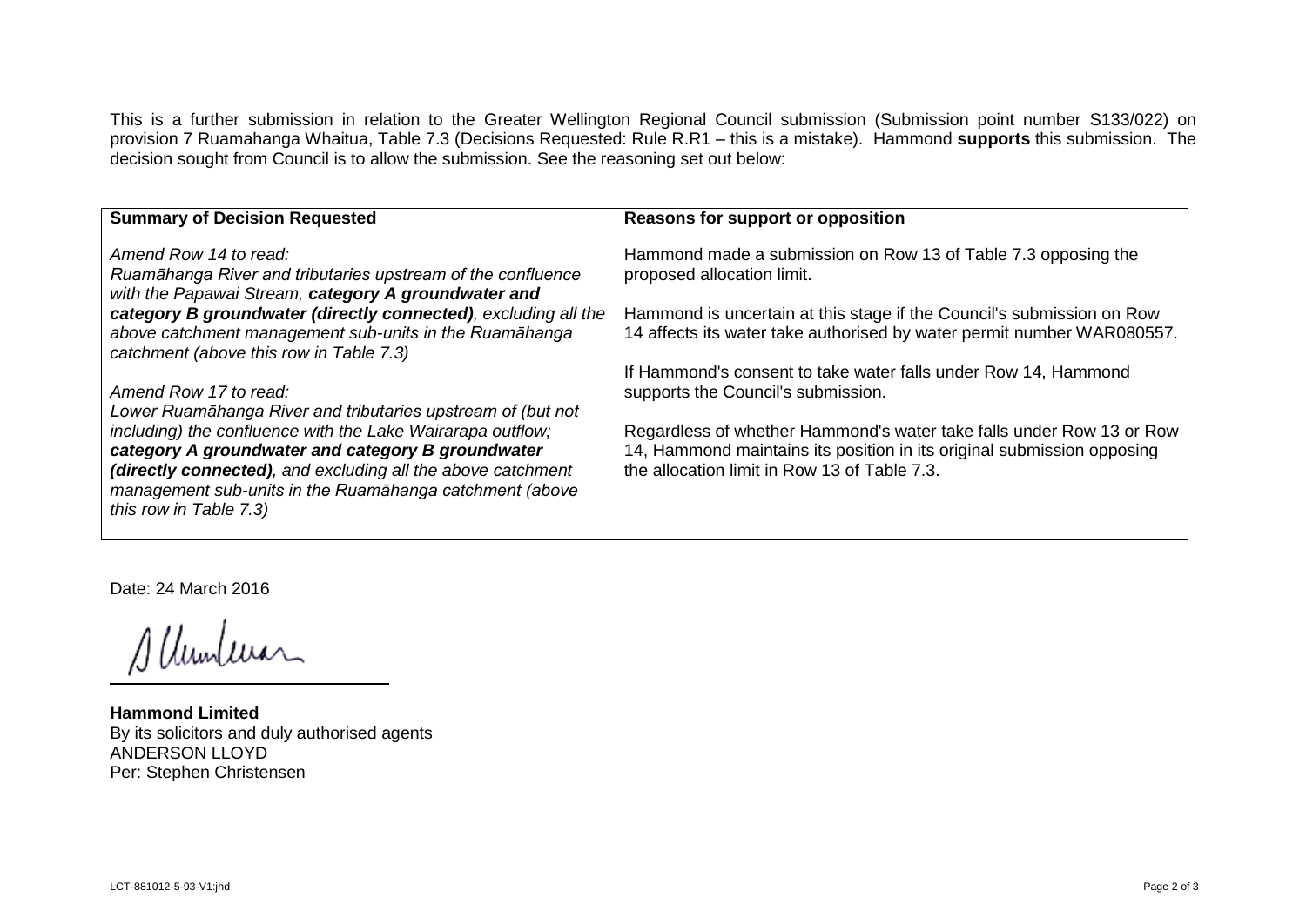This is a further submission in relation to the Greater Wellington Regional Council submission (Submission point number S133/022) on provision 7 Ruamahanga Whaitua, Table 7.3 (Decisions Requested: Rule R.R1 – this is a mistake). Hammond **supports** this submission. The decision sought from Council is to allow the submission. See the reasoning set out below:

| Summary of Decision Requested | Reasons for support or opposition |
|---|---|
| *Amend Row 14 to read:*<br>*Ruamāhanga River and tributaries upstream of the confluence with the Papawai Stream,* ***category A groundwater and category B groundwater (directly connected)****, excluding all the above catchment management sub-units in the Ruamāhanga catchment (above this row in Table 7.3)*<br><br>*Amend Row 17 to read:*<br>*Lower Ruamāhanga River and tributaries upstream of (but not including) the confluence with the Lake Wairarapa outflow;* ***category A groundwater and category B groundwater (directly connected)****, and excluding all the above catchment management sub-units in the Ruamāhanga catchment (above this row in Table 7.3)* | Hammond made a submission on Row 13 of Table 7.3 opposing the proposed allocation limit.<br><br>Hammond is uncertain at this stage if the Council's submission on Row 14 affects its water take authorised by water permit number WAR080557.<br><br>If Hammond's consent to take water falls under Row 14, Hammond supports the Council's submission.<br><br>Regardless of whether Hammond's water take falls under Row 13 or Row 14, Hammond maintains its position in its original submission opposing the allocation limit in Row 13 of Table 7.3. |

Date: 24 March 2016

**Hammond Limited**
By its solicitors and duly authorised agents
ANDERSON LLOYD
Per: Stephen Christensen

LCT-881012-5-93-V1:jhd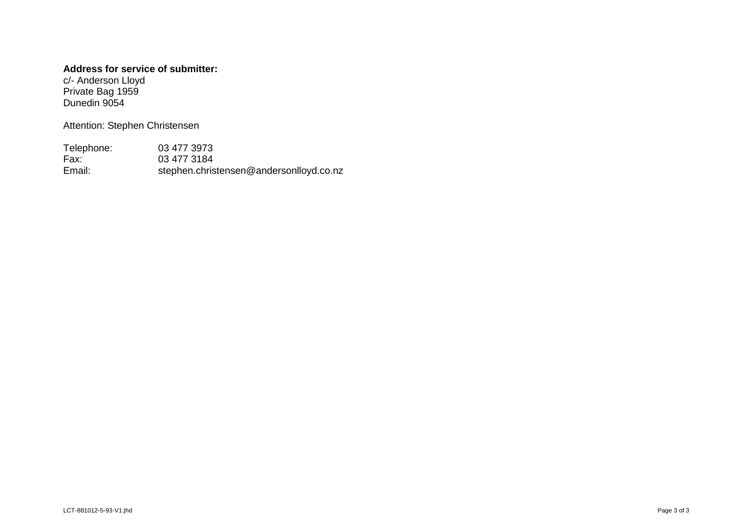**Address for service of submitter:**
c/- Anderson Lloyd
Private Bag 1959
Dunedin 9054

Attention: Stephen Christensen

| | |
|---|---|
| Telephone: | 03 477 3973 |
| Fax: | 03 477 3184 |
| Email: | stephen.christensen@andersonlloyd.co.nz |

LCT-881012-5-93-V1:jhd